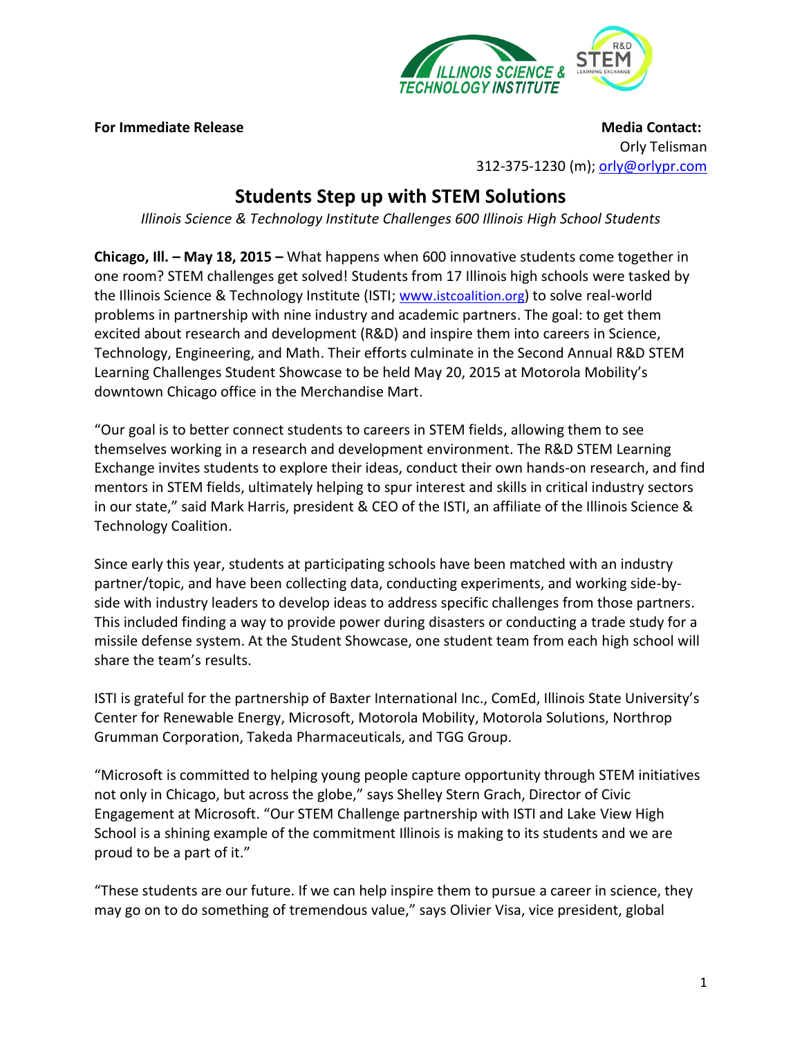**For Immediate Release**

**Media Contact:**
Orly Telisman
312-375-1230 (m); orly@orlypr.com

# Students Step up with STEM Solutions

*Illinois Science & Technology Institute Challenges 600 Illinois High School Students*

**Chicago, Ill. – May 18, 2015 –** What happens when 600 innovative students come together in one room? STEM challenges get solved! Students from 17 Illinois high schools were tasked by the Illinois Science & Technology Institute (ISTI; www.istcoalition.org) to solve real-world problems in partnership with nine industry and academic partners. The goal: to get them excited about research and development (R&D) and inspire them into careers in Science, Technology, Engineering, and Math. Their efforts culminate in the Second Annual R&D STEM Learning Challenges Student Showcase to be held May 20, 2015 at Motorola Mobility's downtown Chicago office in the Merchandise Mart.

"Our goal is to better connect students to careers in STEM fields, allowing them to see themselves working in a research and development environment. The R&D STEM Learning Exchange invites students to explore their ideas, conduct their own hands-on research, and find mentors in STEM fields, ultimately helping to spur interest and skills in critical industry sectors in our state," said Mark Harris, president & CEO of the ISTI, an affiliate of the Illinois Science & Technology Coalition.

Since early this year, students at participating schools have been matched with an industry partner/topic, and have been collecting data, conducting experiments, and working side-by-side with industry leaders to develop ideas to address specific challenges from those partners. This included finding a way to provide power during disasters or conducting a trade study for a missile defense system. At the Student Showcase, one student team from each high school will share the team's results.

ISTI is grateful for the partnership of Baxter International Inc., ComEd, Illinois State University's Center for Renewable Energy, Microsoft, Motorola Mobility, Motorola Solutions, Northrop Grumman Corporation, Takeda Pharmaceuticals, and TGG Group.

"Microsoft is committed to helping young people capture opportunity through STEM initiatives not only in Chicago, but across the globe," says Shelley Stern Grach, Director of Civic Engagement at Microsoft. "Our STEM Challenge partnership with ISTI and Lake View High School is a shining example of the commitment Illinois is making to its students and we are proud to be a part of it."

"These students are our future. If we can help inspire them to pursue a career in science, they may go on to do something of tremendous value," says Olivier Visa, vice president, global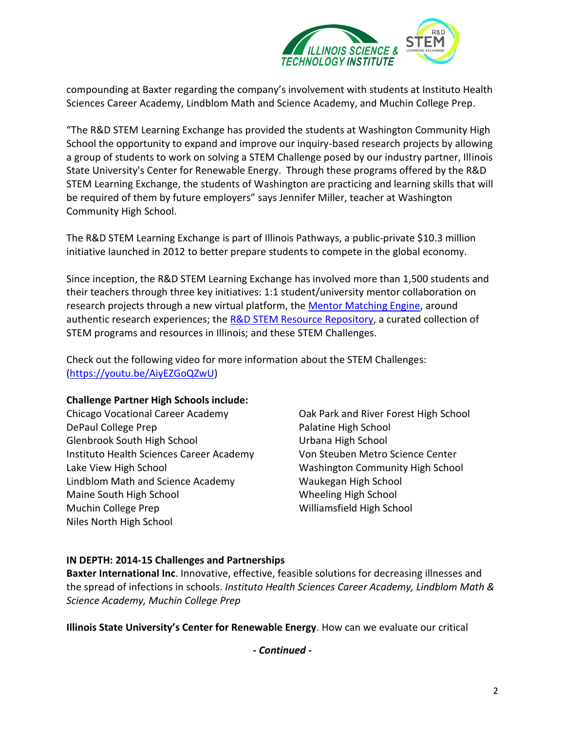compounding at Baxter regarding the company's involvement with students at Instituto Health Sciences Career Academy, Lindblom Math and Science Academy, and Muchin College Prep.

"The R&D STEM Learning Exchange has provided the students at Washington Community High School the opportunity to expand and improve our inquiry-based research projects by allowing a group of students to work on solving a STEM Challenge posed by our industry partner, Illinois State University's Center for Renewable Energy. Through these programs offered by the R&D STEM Learning Exchange, the students of Washington are practicing and learning skills that will be required of them by future employers" says Jennifer Miller, teacher at Washington Community High School.

The R&D STEM Learning Exchange is part of Illinois Pathways, a public-private $10.3 million initiative launched in 2012 to better prepare students to compete in the global economy.

Since inception, the R&D STEM Learning Exchange has involved more than 1,500 students and their teachers through three key initiatives: 1:1 student/university mentor collaboration on research projects through a new virtual platform, the Mentor Matching Engine, around authentic research experiences; the R&D STEM Resource Repository, a curated collection of STEM programs and resources in Illinois; and these STEM Challenges.

Check out the following video for more information about the STEM Challenges: (https://youtu.be/AiyEZGoQZwU)

**Challenge Partner High Schools include:**

Chicago Vocational Career Academy
DePaul College Prep
Glenbrook South High School
Instituto Health Sciences Career Academy
Lake View High School
Lindblom Math and Science Academy
Maine South High School
Muchin College Prep
Niles North High School
Oak Park and River Forest High School
Palatine High School
Urbana High School
Von Steuben Metro Science Center
Washington Community High School
Waukegan High School
Wheeling High School
Williamsfield High School

**IN DEPTH: 2014-15 Challenges and Partnerships**

**Baxter International Inc**. Innovative, effective, feasible solutions for decreasing illnesses and the spread of infections in schools. *Instituto Health Sciences Career Academy, Lindblom Math & Science Academy, Muchin College Prep*

**Illinois State University's Center for Renewable Energy**. How can we evaluate our critical

***- Continued -***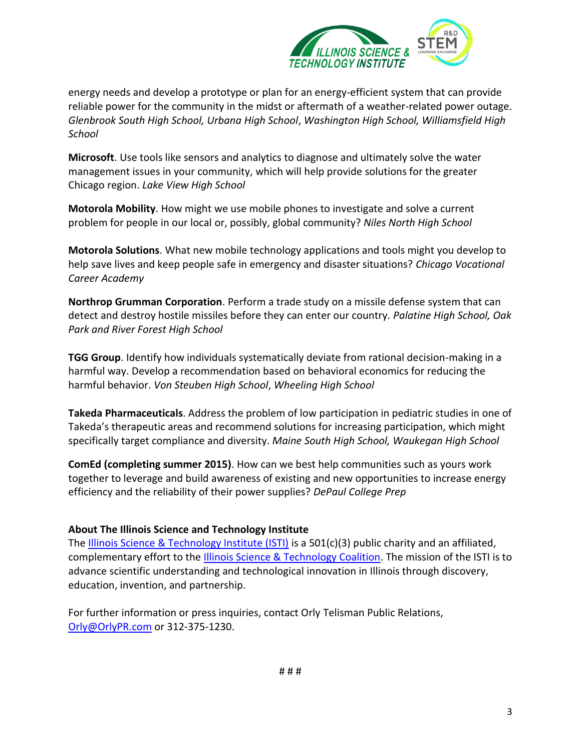energy needs and develop a prototype or plan for an energy-efficient system that can provide reliable power for the community in the midst or aftermath of a weather-related power outage. *Glenbrook South High School, Urbana High School*, *Washington High School, Williamsfield High School*

**Microsoft**. Use tools like sensors and analytics to diagnose and ultimately solve the water management issues in your community, which will help provide solutions for the greater Chicago region. *Lake View High School*

**Motorola Mobility**. How might we use mobile phones to investigate and solve a current problem for people in our local or, possibly, global community? *Niles North High School*

**Motorola Solutions**. What new mobile technology applications and tools might you develop to help save lives and keep people safe in emergency and disaster situations? *Chicago Vocational Career Academy*

**Northrop Grumman Corporation**. Perform a trade study on a missile defense system that can detect and destroy hostile missiles before they can enter our country. *Palatine High School, Oak Park and River Forest High School*

**TGG Group**. Identify how individuals systematically deviate from rational decision-making in a harmful way. Develop a recommendation based on behavioral economics for reducing the harmful behavior. *Von Steuben High School*, *Wheeling High School*

**Takeda Pharmaceuticals**. Address the problem of low participation in pediatric studies in one of Takeda's therapeutic areas and recommend solutions for increasing participation, which might specifically target compliance and diversity. *Maine South High School, Waukegan High School*

**ComEd (completing summer 2015)**. How can we best help communities such as yours work together to leverage and build awareness of existing and new opportunities to increase energy efficiency and the reliability of their power supplies? *DePaul College Prep*

**About The Illinois Science and Technology Institute**

The [Illinois Science & Technology Institute (ISTI)](https://) is a 501(c)(3) public charity and an affiliated, complementary effort to the [Illinois Science & Technology Coalition](https://). The mission of the ISTI is to advance scientific understanding and technological innovation in Illinois through discovery, education, invention, and partnership.

For further information or press inquiries, contact Orly Telisman Public Relations, Orly@OrlyPR.com or 312-375-1230.

# # #